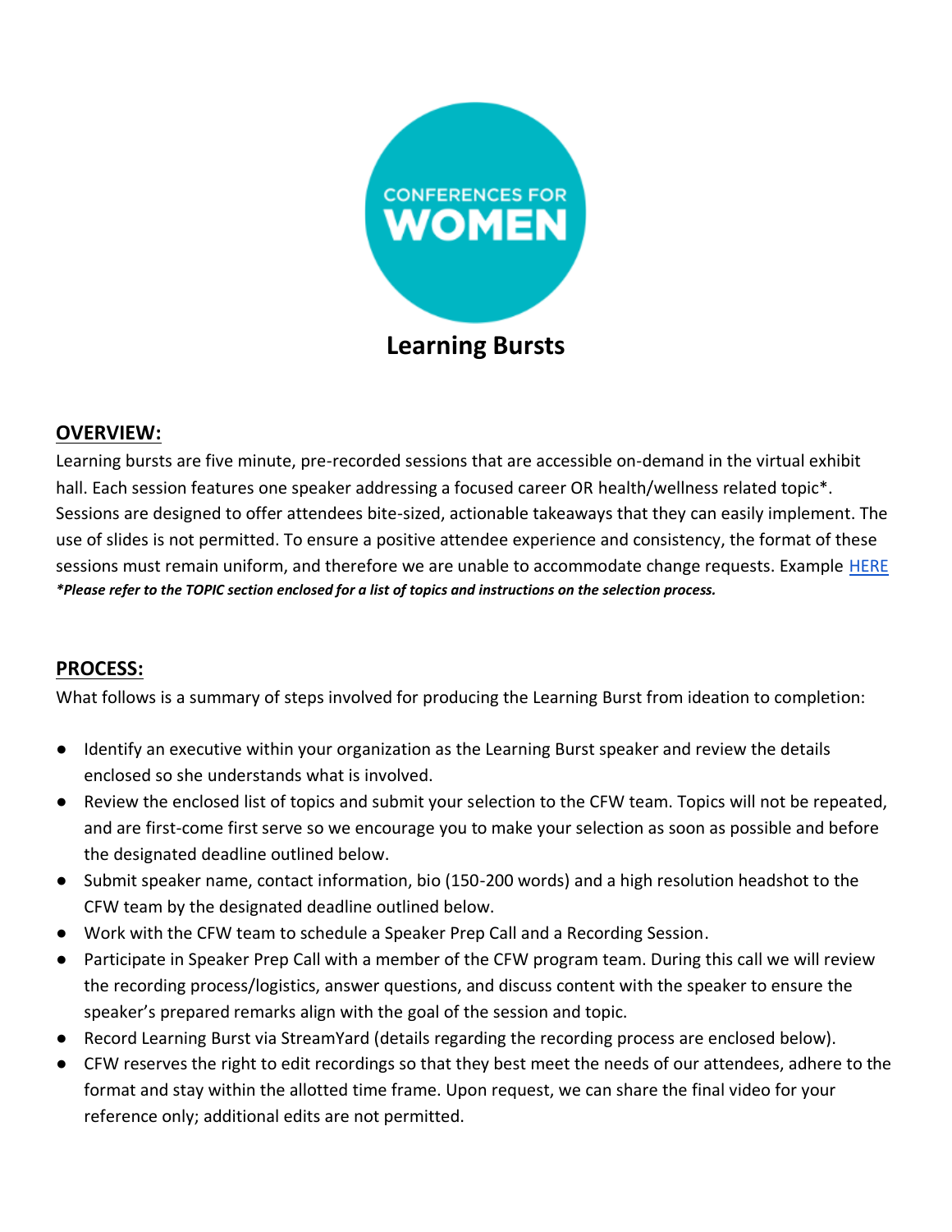CONFERENCES FOR WOMEN

# Learning Bursts

## OVERVIEW:

Learning bursts are five minute, pre-recorded sessions that are accessible on-demand in the virtual exhibit hall. Each session features one speaker addressing a focused career OR health/wellness related topic*. Sessions are designed to offer attendees bite-sized, actionable takeaways that they can easily implement. The use of slides is not permitted. To ensure a positive attendee experience and consistency, the format of these sessions must remain uniform, and therefore we are unable to accommodate change requests. Example HERE

***Please refer to the TOPIC section enclosed for a list of topics and instructions on the selection process.***

## PROCESS:

What follows is a summary of steps involved for producing the Learning Burst from ideation to completion:

- Identify an executive within your organization as the Learning Burst speaker and review the details enclosed so she understands what is involved.
- Review the enclosed list of topics and submit your selection to the CFW team. Topics will not be repeated, and are first-come first serve so we encourage you to make your selection as soon as possible and before the designated deadline outlined below.
- Submit speaker name, contact information, bio (150-200 words) and a high resolution headshot to the CFW team by the designated deadline outlined below.
- Work with the CFW team to schedule a Speaker Prep Call and a Recording Session.
- Participate in Speaker Prep Call with a member of the CFW program team. During this call we will review the recording process/logistics, answer questions, and discuss content with the speaker to ensure the speaker's prepared remarks align with the goal of the session and topic.
- Record Learning Burst via StreamYard (details regarding the recording process are enclosed below).
- CFW reserves the right to edit recordings so that they best meet the needs of our attendees, adhere to the format and stay within the allotted time frame. Upon request, we can share the final video for your reference only; additional edits are not permitted.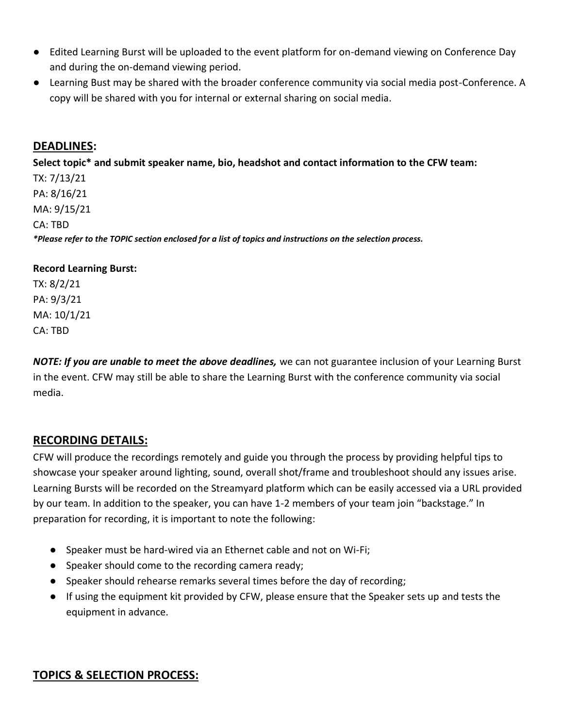- Edited Learning Burst will be uploaded to the event platform for on-demand viewing on Conference Day and during the on-demand viewing period.
- Learning Bust may be shared with the broader conference community via social media post-Conference. A copy will be shared with you for internal or external sharing on social media.

## DEADLINES:

**Select topic* and submit speaker name, bio, headshot and contact information to the CFW team:**

TX: 7/13/21
PA: 8/16/21
MA: 9/15/21
CA: TBD

***Please refer to the TOPIC section enclosed for a list of topics and instructions on the selection process.***

**Record Learning Burst:**

TX: 8/2/21
PA: 9/3/21
MA: 10/1/21
CA: TBD

***NOTE: If you are unable to meet the above deadlines,*** we can not guarantee inclusion of your Learning Burst in the event. CFW may still be able to share the Learning Burst with the conference community via social media.

## RECORDING DETAILS:

CFW will produce the recordings remotely and guide you through the process by providing helpful tips to showcase your speaker around lighting, sound, overall shot/frame and troubleshoot should any issues arise. Learning Bursts will be recorded on the Streamyard platform which can be easily accessed via a URL provided by our team. In addition to the speaker, you can have 1-2 members of your team join "backstage." In preparation for recording, it is important to note the following:

- Speaker must be hard-wired via an Ethernet cable and not on Wi-Fi;
- Speaker should come to the recording camera ready;
- Speaker should rehearse remarks several times before the day of recording;
- If using the equipment kit provided by CFW, please ensure that the Speaker sets up and tests the equipment in advance.

## TOPICS & SELECTION PROCESS: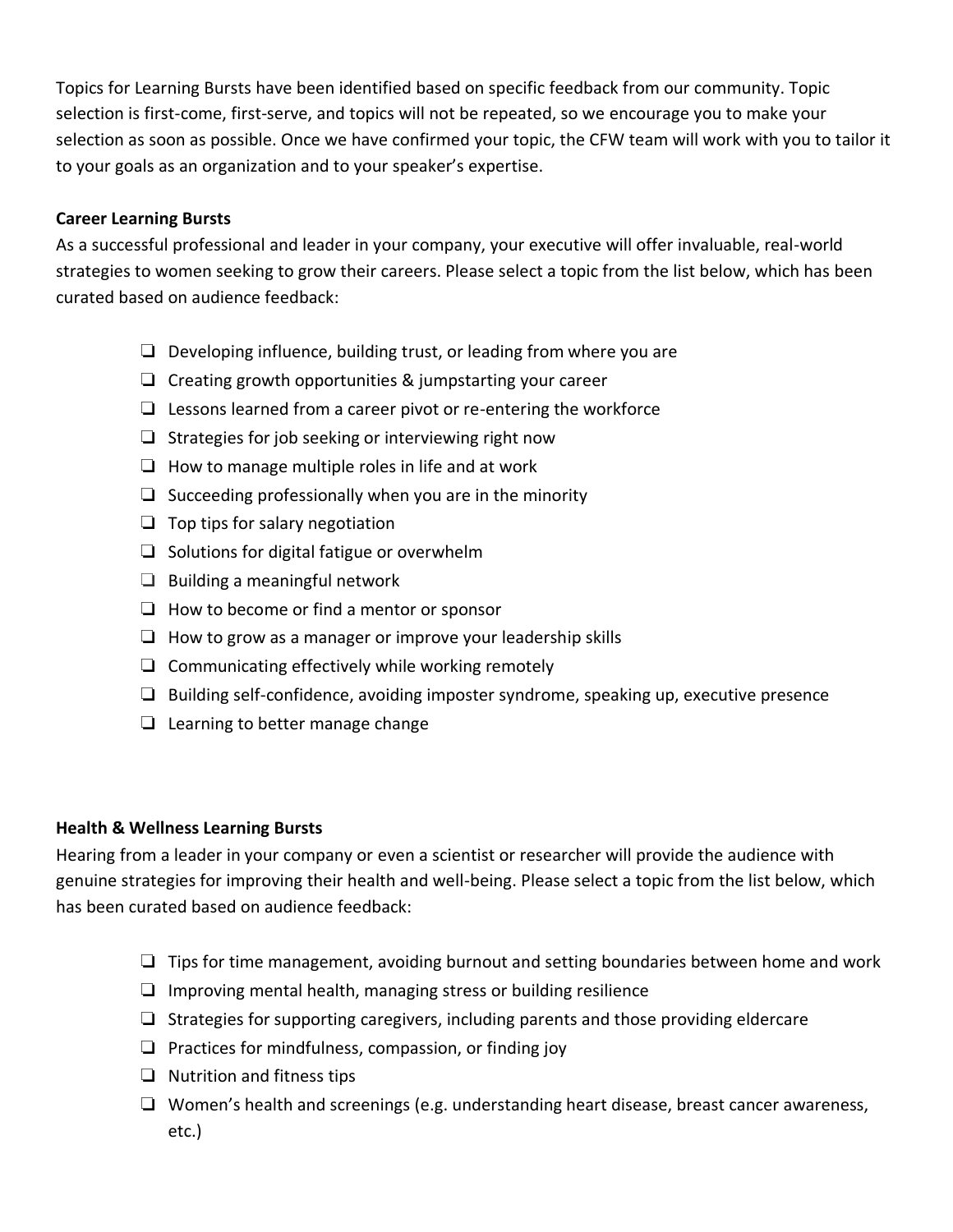Topics for Learning Bursts have been identified based on specific feedback from our community. Topic selection is first-come, first-serve, and topics will not be repeated, so we encourage you to make your selection as soon as possible. Once we have confirmed your topic, the CFW team will work with you to tailor it to your goals as an organization and to your speaker's expertise.

**Career Learning Bursts**

As a successful professional and leader in your company, your executive will offer invaluable, real-world strategies to women seeking to grow their careers. Please select a topic from the list below, which has been curated based on audience feedback:

- ❑ Developing influence, building trust, or leading from where you are
- ❑ Creating growth opportunities & jumpstarting your career
- ❑ Lessons learned from a career pivot or re-entering the workforce
- ❑ Strategies for job seeking or interviewing right now
- ❑ How to manage multiple roles in life and at work
- ❑ Succeeding professionally when you are in the minority
- ❑ Top tips for salary negotiation
- ❑ Solutions for digital fatigue or overwhelm
- ❑ Building a meaningful network
- ❑ How to become or find a mentor or sponsor
- ❑ How to grow as a manager or improve your leadership skills
- ❑ Communicating effectively while working remotely
- ❑ Building self-confidence, avoiding imposter syndrome, speaking up, executive presence
- ❑ Learning to better manage change

**Health & Wellness Learning Bursts**

Hearing from a leader in your company or even a scientist or researcher will provide the audience with genuine strategies for improving their health and well-being. Please select a topic from the list below, which has been curated based on audience feedback:

- ❑ Tips for time management, avoiding burnout and setting boundaries between home and work
- ❑ Improving mental health, managing stress or building resilience
- ❑ Strategies for supporting caregivers, including parents and those providing eldercare
- ❑ Practices for mindfulness, compassion, or finding joy
- ❑ Nutrition and fitness tips
- ❑ Women's health and screenings (e.g. understanding heart disease, breast cancer awareness, etc.)